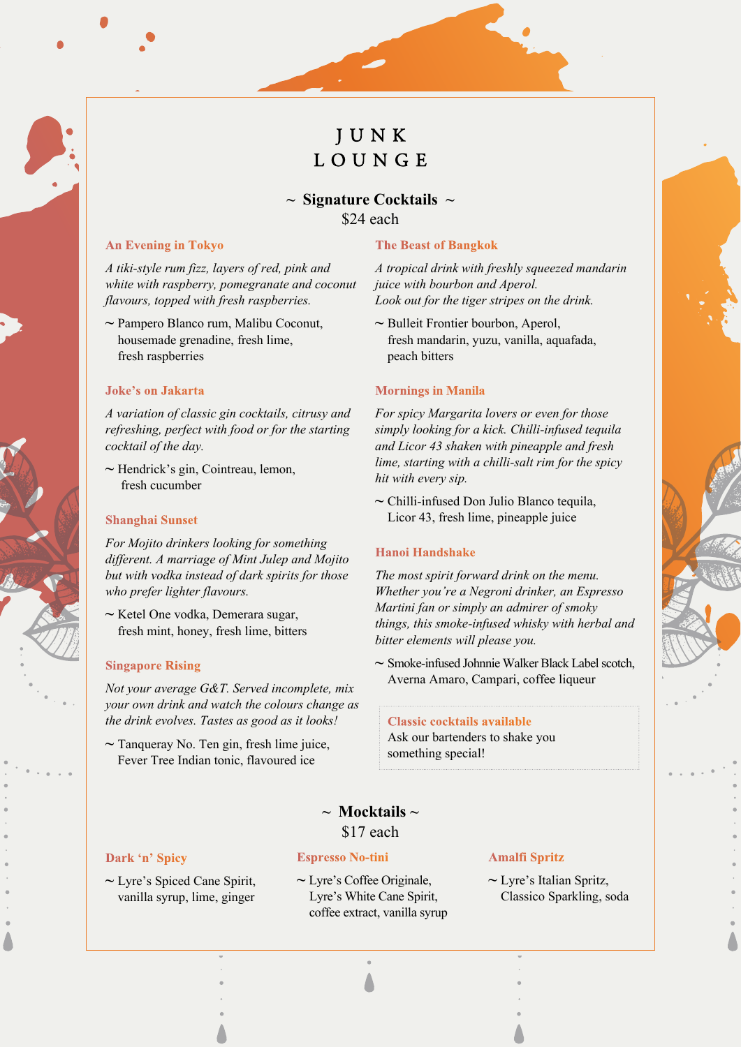# JUNK LOUNGE

## ~ Signature Cocktails ~

$24 each

### An Evening in Tokyo

*A tiki-style rum fizz, layers of red, pink and white with raspberry, pomegranate and coconut flavours, topped with fresh raspberries.*

~ Pampero Blanco rum, Malibu Coconut, housemade grenadine, fresh lime, fresh raspberries

### Joke's on Jakarta

*A variation of classic gin cocktails, citrusy and refreshing, perfect with food or for the starting cocktail of the day.*

~ Hendrick's gin, Cointreau, lemon, fresh cucumber

### Shanghai Sunset

*For Mojito drinkers looking for something different. A marriage of Mint Julep and Mojito but with vodka instead of dark spirits for those who prefer lighter flavours.*

~ Ketel One vodka, Demerara sugar, fresh mint, honey, fresh lime, bitters

### Singapore Rising

*Not your average G&T. Served incomplete, mix your own drink and watch the colours change as the drink evolves. Tastes as good as it looks!*

~ Tanqueray No. Ten gin, fresh lime juice, Fever Tree Indian tonic, flavoured ice

### The Beast of Bangkok

*A tropical drink with freshly squeezed mandarin juice with bourbon and Aperol. Look out for the tiger stripes on the drink.*

~ Bulleit Frontier bourbon, Aperol, fresh mandarin, yuzu, vanilla, aquafada, peach bitters

### Mornings in Manila

*For spicy Margarita lovers or even for those simply looking for a kick. Chilli-infused tequila and Licor 43 shaken with pineapple and fresh lime, starting with a chilli-salt rim for the spicy hit with every sip.*

~ Chilli-infused Don Julio Blanco tequila, Licor 43, fresh lime, pineapple juice

### Hanoi Handshake

*The most spirit forward drink on the menu. Whether you're a Negroni drinker, an Espresso Martini fan or simply an admirer of smoky things, this smoke-infused whisky with herbal and bitter elements will please you.*

~ Smoke-infused Johnnie Walker Black Label scotch, Averna Amaro, Campari, coffee liqueur

**Classic cocktails available**
Ask our bartenders to shake you something special!

## ~ Mocktails ~

$17 each

### Dark 'n' Spicy

~ Lyre's Spiced Cane Spirit, vanilla syrup, lime, ginger

### Espresso No-tini

~ Lyre's Coffee Originale, Lyre's White Cane Spirit, coffee extract, vanilla syrup

### Amalfi Spritz

~ Lyre's Italian Spritz, Classico Sparkling, soda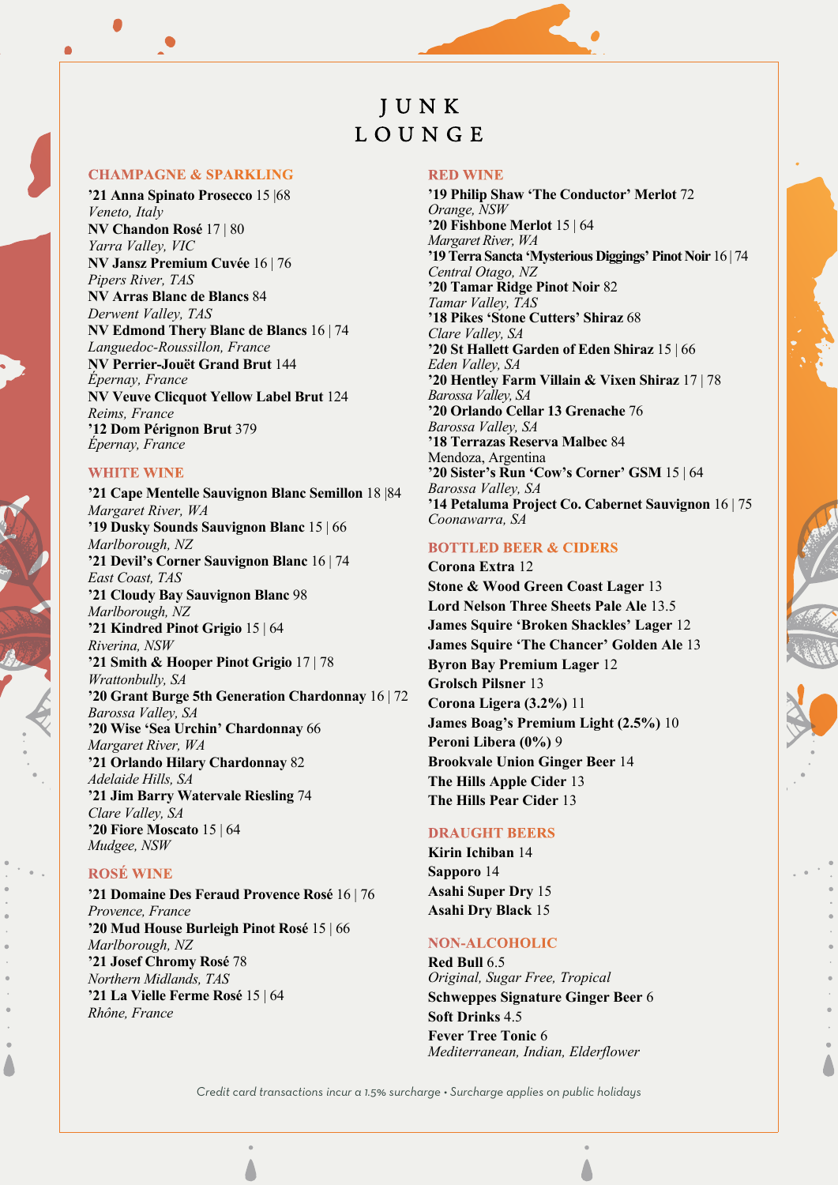# JUNK LOUNGE

## CHAMPAGNE & SPARKLING

**'21 Anna Spinato Prosecco** 15 |68
*Veneto, Italy*
**NV Chandon Rosé** 17 | 80
*Yarra Valley, VIC*
**NV Jansz Premium Cuvée** 16 | 76
*Pipers River, TAS*
**NV Arras Blanc de Blancs** 84
*Derwent Valley, TAS*
**NV Edmond Thery Blanc de Blancs** 16 | 74
*Languedoc-Roussillon, France*
**NV Perrier-Jouët Grand Brut** 144
*Épernay, France*
**NV Veuve Clicquot Yellow Label Brut** 124
*Reims, France*
**'12 Dom Pérignon Brut** 379
*Épernay, France*

## WHITE WINE

**'21 Cape Mentelle Sauvignon Blanc Semillon** 18 |84
*Margaret River, WA*
**'19 Dusky Sounds Sauvignon Blanc** 15 | 66
*Marlborough, NZ*
**'21 Devil's Corner Sauvignon Blanc** 16 | 74
*East Coast, TAS*
**'21 Cloudy Bay Sauvignon Blanc** 98
*Marlborough, NZ*
**'21 Kindred Pinot Grigio** 15 | 64
*Riverina, NSW*
**'21 Smith & Hooper Pinot Grigio** 17 | 78
*Wrattonbully, SA*
**'20 Grant Burge 5th Generation Chardonnay** 16 | 72
*Barossa Valley, SA*
**'20 Wise 'Sea Urchin' Chardonnay** 66
*Margaret River, WA*
**'21 Orlando Hilary Chardonnay** 82
*Adelaide Hills, SA*
**'21 Jim Barry Watervale Riesling** 74
*Clare Valley, SA*
**'20 Fiore Moscato** 15 | 64
*Mudgee, NSW*

## ROSÉ WINE

**'21 Domaine Des Feraud Provence Rosé** 16 | 76
*Provence, France*
**'20 Mud House Burleigh Pinot Rosé** 15 | 66
*Marlborough, NZ*
**'21 Josef Chromy Rosé** 78
*Northern Midlands, TAS*
**'21 La Vielle Ferme Rosé** 15 | 64
*Rhône, France*

## RED WINE

**'19 Philip Shaw 'The Conductor' Merlot** 72
*Orange, NSW*
**'20 Fishbone Merlot** 15 | 64
*Margaret River, WA*
**'19 Terra Sancta 'Mysterious Diggings' Pinot Noir** 16 | 74
*Central Otago, NZ*
**'20 Tamar Ridge Pinot Noir** 82
*Tamar Valley, TAS*
**'18 Pikes 'Stone Cutters' Shiraz** 68
*Clare Valley, SA*
**'20 St Hallett Garden of Eden Shiraz** 15 | 66
*Eden Valley, SA*
**'20 Hentley Farm Villain & Vixen Shiraz** 17 | 78
*Barossa Valley, SA*
**'20 Orlando Cellar 13 Grenache** 76
*Barossa Valley, SA*
**'18 Terrazas Reserva Malbec** 84
Mendoza, Argentina
**'20 Sister's Run 'Cow's Corner' GSM** 15 | 64
*Barossa Valley, SA*
**'14 Petaluma Project Co. Cabernet Sauvignon** 16 | 75
*Coonawarra, SA*

## BOTTLED BEER & CIDERS

**Corona Extra** 12
**Stone & Wood Green Coast Lager** 13
**Lord Nelson Three Sheets Pale Ale** 13.5
**James Squire 'Broken Shackles' Lager** 12
**James Squire 'The Chancer' Golden Ale** 13
**Byron Bay Premium Lager** 12
**Grolsch Pilsner** 13
**Corona Ligera (3.2%)** 11
**James Boag's Premium Light (2.5%)** 10
**Peroni Libera (0%)** 9
**Brookvale Union Ginger Beer** 14
**The Hills Apple Cider** 13
**The Hills Pear Cider** 13

## DRAUGHT BEERS

**Kirin Ichiban** 14
**Sapporo** 14
**Asahi Super Dry** 15
**Asahi Dry Black** 15

## NON-ALCOHOLIC

**Red Bull** 6.5
*Original, Sugar Free, Tropical*
**Schweppes Signature Ginger Beer** 6
**Soft Drinks** 4.5
**Fever Tree Tonic** 6
*Mediterranean, Indian, Elderflower*

*Credit card transactions incur a 1.5% surcharge • Surcharge applies on public holidays*